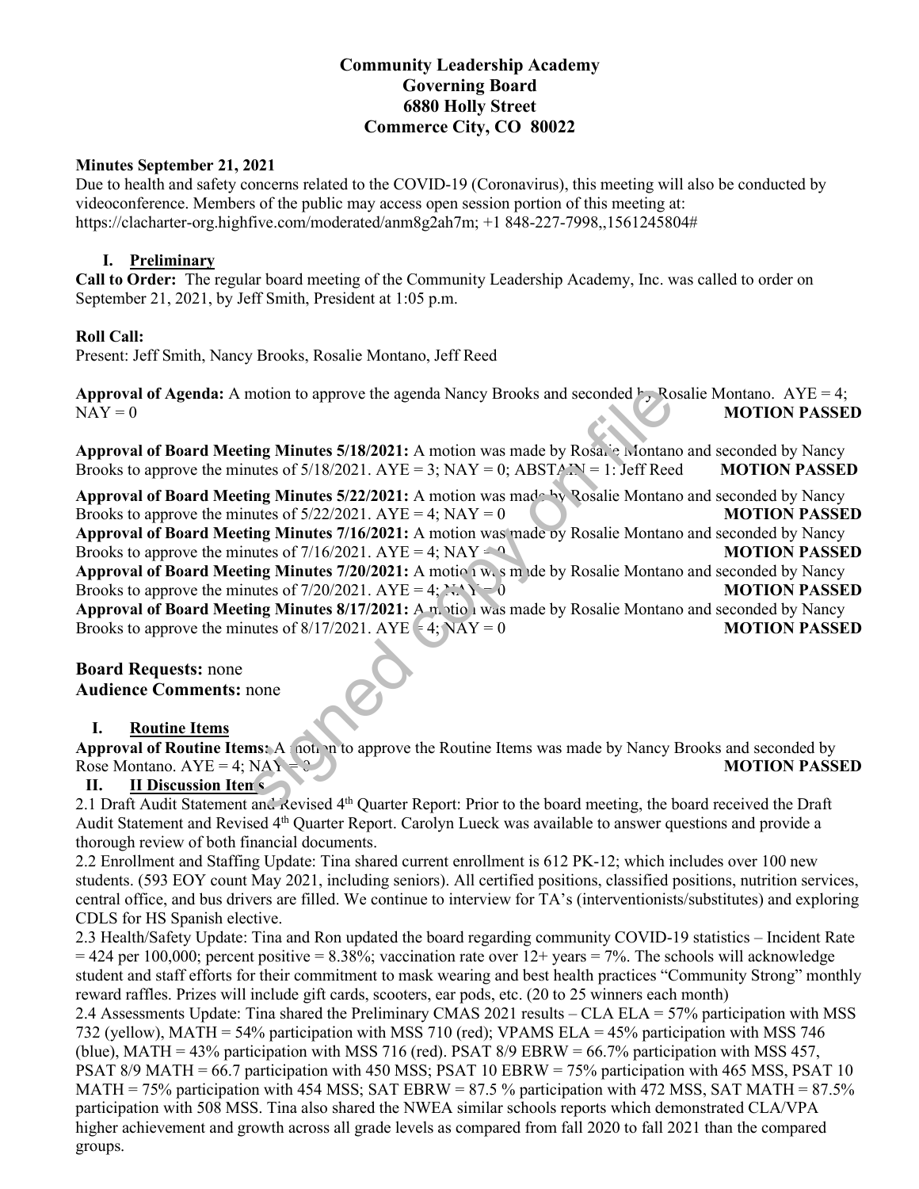**Community Leadership Academy**
**Governing Board**
**6880 Holly Street**
**Commerce City, CO 80022**

**Minutes September 21, 2021**

Due to health and safety concerns related to the COVID-19 (Coronavirus), this meeting will also be conducted by videoconference. Members of the public may access open session portion of this meeting at: https://clacharter-org.highfive.com/moderated/anm8g2ah7m; +1 848-227-7998,,1561245804#

## I. Preliminary

**Call to Order:** The regular board meeting of the Community Leadership Academy, Inc. was called to order on September 21, 2021, by Jeff Smith, President at 1:05 p.m.

**Roll Call:**
Present: Jeff Smith, Nancy Brooks, Rosalie Montano, Jeff Reed

**Approval of Agenda:** A motion to approve the agenda Nancy Brooks and seconded by Rosalie Montano. AYE = 4; NAY = 0 **MOTION PASSED**

**Approval of Board Meeting Minutes 5/18/2021:** A motion was made by Rosalie Montano and seconded by Nancy Brooks to approve the minutes of 5/18/2021. AYE = 3; NAY = 0; ABSTAIN = 1: Jeff Reed **MOTION PASSED**

**Approval of Board Meeting Minutes 5/22/2021:** A motion was made by Rosalie Montano and seconded by Nancy Brooks to approve the minutes of 5/22/2021. AYE = 4; NAY = 0 **MOTION PASSED**

**Approval of Board Meeting Minutes 7/16/2021:** A motion was made by Rosalie Montano and seconded by Nancy Brooks to approve the minutes of 7/16/2021. AYE = 4; NAY = 0 **MOTION PASSED**

**Approval of Board Meeting Minutes 7/20/2021:** A motion was made by Rosalie Montano and seconded by Nancy Brooks to approve the minutes of 7/20/2021. AYE = 4; NAY = 0 **MOTION PASSED**

**Approval of Board Meeting Minutes 8/17/2021:** A motion was made by Rosalie Montano and seconded by Nancy Brooks to approve the minutes of 8/17/2021. AYE = 4; NAY = 0 **MOTION PASSED**

**Board Requests:** none
**Audience Comments:** none

## I. Routine Items

**Approval of Routine Items:** A motion to approve the Routine Items was made by Nancy Brooks and seconded by Rose Montano. AYE = 4; NAY = 0 **MOTION PASSED**

## II. II Discussion Items

2.1 Draft Audit Statement and Revised 4th Quarter Report: Prior to the board meeting, the board received the Draft Audit Statement and Revised 4th Quarter Report. Carolyn Lueck was available to answer questions and provide a thorough review of both financial documents.

2.2 Enrollment and Staffing Update: Tina shared current enrollment is 612 PK-12; which includes over 100 new students. (593 EOY count May 2021, including seniors). All certified positions, classified positions, nutrition services, central office, and bus drivers are filled. We continue to interview for TA's (interventionists/substitutes) and exploring CDLS for HS Spanish elective.

2.3 Health/Safety Update: Tina and Ron updated the board regarding community COVID-19 statistics – Incident Rate = 424 per 100,000; percent positive = 8.38%; vaccination rate over 12+ years = 7%. The schools will acknowledge student and staff efforts for their commitment to mask wearing and best health practices "Community Strong" monthly reward raffles. Prizes will include gift cards, scooters, ear pods, etc. (20 to 25 winners each month)

2.4 Assessments Update: Tina shared the Preliminary CMAS 2021 results – CLA ELA = 57% participation with MSS 732 (yellow), MATH = 54% participation with MSS 710 (red); VPAMS ELA = 45% participation with MSS 746 (blue), MATH = 43% participation with MSS 716 (red). PSAT 8/9 EBRW = 66.7% participation with MSS 457, PSAT 8/9 MATH = 66.7 participation with 450 MSS; PSAT 10 EBRW = 75% participation with 465 MSS, PSAT 10 MATH = 75% participation with 454 MSS; SAT EBRW = 87.5 % participation with 472 MSS, SAT MATH = 87.5% participation with 508 MSS. Tina also shared the NWEA similar schools reports which demonstrated CLA/VPA higher achievement and growth across all grade levels as compared from fall 2020 to fall 2021 than the compared groups.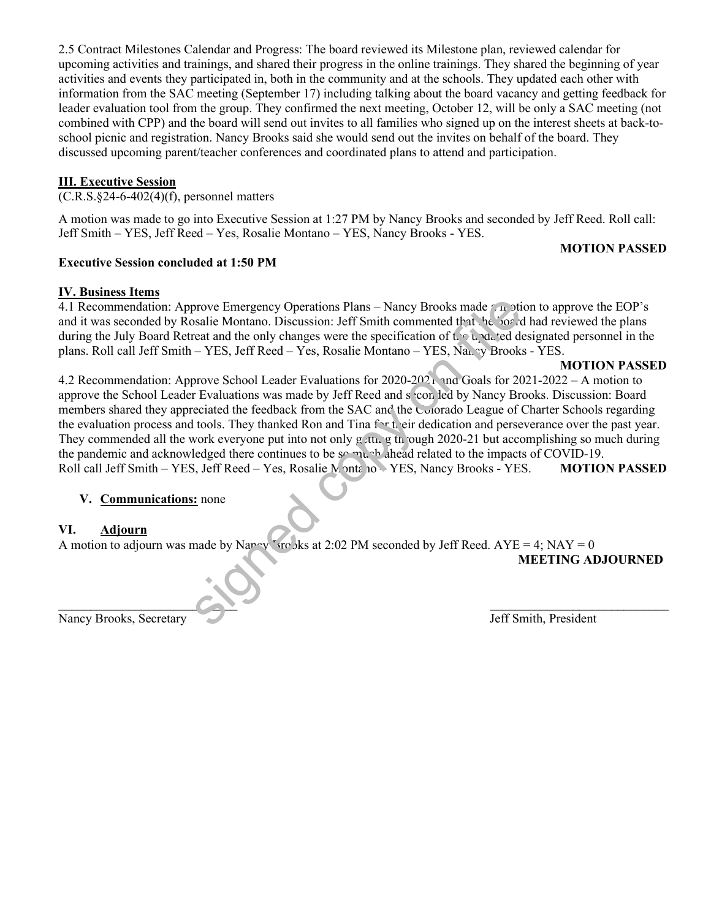2.5 Contract Milestones Calendar and Progress: The board reviewed its Milestone plan, reviewed calendar for upcoming activities and trainings, and shared their progress in the online trainings. They shared the beginning of year activities and events they participated in, both in the community and at the schools. They updated each other with information from the SAC meeting (September 17) including talking about the board vacancy and getting feedback for leader evaluation tool from the group. They confirmed the next meeting, October 12, will be only a SAC meeting (not combined with CPP) and the board will send out invites to all families who signed up on the interest sheets at back-to-school picnic and registration. Nancy Brooks said she would send out the invites on behalf of the board. They discussed upcoming parent/teacher conferences and coordinated plans to attend and participation.

## III. Executive Session

(C.R.S.§24-6-402(4)(f), personnel matters

A motion was made to go into Executive Session at 1:27 PM by Nancy Brooks and seconded by Jeff Reed. Roll call: Jeff Smith – YES, Jeff Reed – Yes, Rosalie Montano – YES, Nancy Brooks - YES.

**MOTION PASSED**

**Executive Session concluded at 1:50 PM**

## IV. Business Items

4.1 Recommendation: Approve Emergency Operations Plans – Nancy Brooks made a motion to approve the EOP's and it was seconded by Rosalie Montano. Discussion: Jeff Smith commented that the board had reviewed the plans during the July Board Retreat and the only changes were the specification of the updated designated personnel in the plans. Roll call Jeff Smith – YES, Jeff Reed – Yes, Rosalie Montano – YES, Nancy Brooks - YES.

**MOTION PASSED**

4.2 Recommendation: Approve School Leader Evaluations for 2020-2021 and Goals for 2021-2022 – A motion to approve the School Leader Evaluations was made by Jeff Reed and seconded by Nancy Brooks. Discussion: Board members shared they appreciated the feedback from the SAC and the Colorado League of Charter Schools regarding the evaluation process and tools. They thanked Ron and Tina for their dedication and perseverance over the past year. They commended all the work everyone put into not only getting through 2020-21 but accomplishing so much during the pandemic and acknowledged there continues to be so much ahead related to the impacts of COVID-19.
Roll call Jeff Smith – YES, Jeff Reed – Yes, Rosalie Montano – YES, Nancy Brooks - YES. **MOTION PASSED**

## V. Communications: none

## VI. Adjourn

A motion to adjourn was made by Nancy Brooks at 2:02 PM seconded by Jeff Reed. AYE = 4; NAY = 0

**MEETING ADJOURNED**

signed copy on file

_________________________ _________________________

Nancy Brooks, Secretary Jeff Smith, President